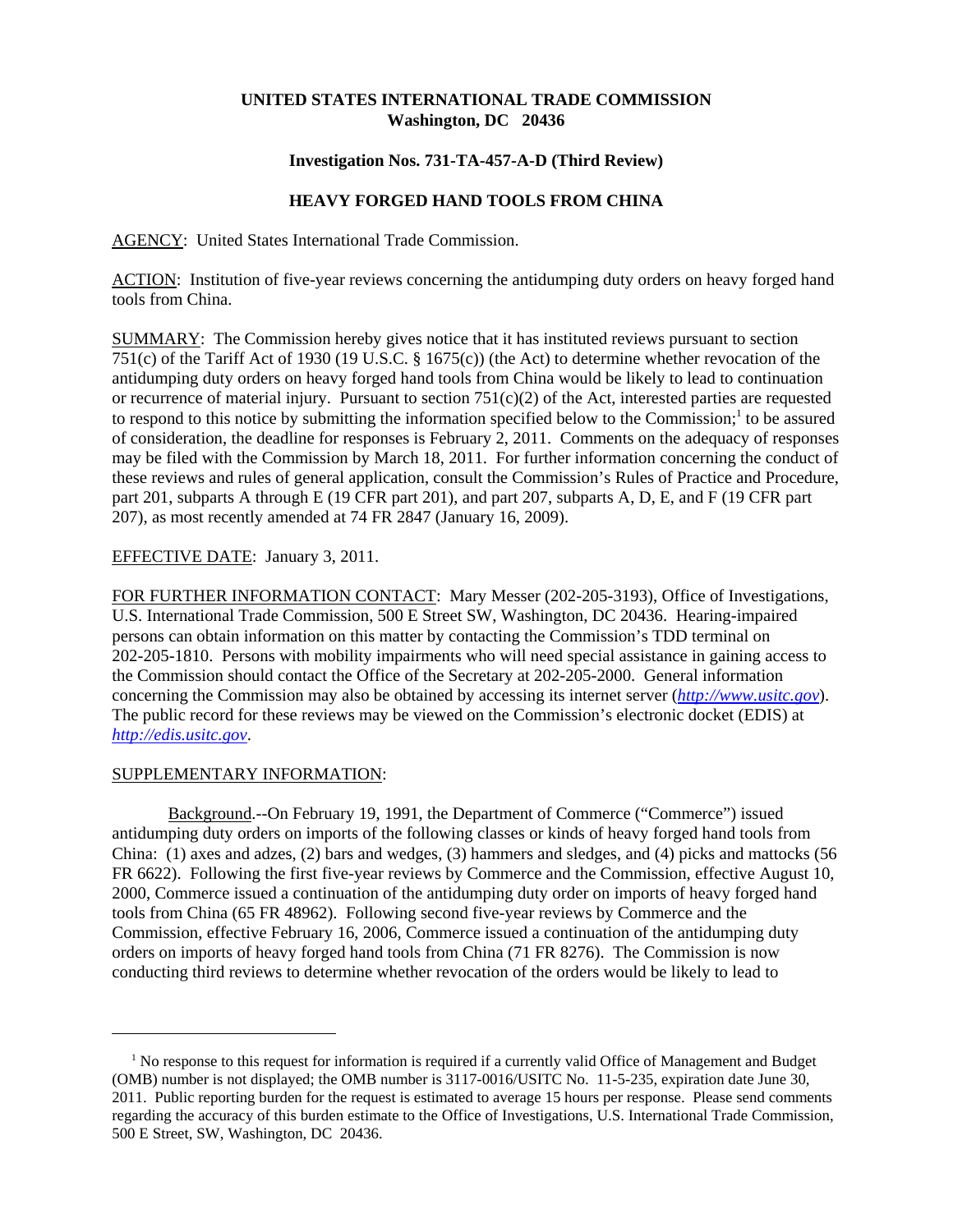**UNITED STATES INTERNATIONAL TRADE COMMISSION**
**Washington, DC 20436**

**Investigation Nos. 731-TA-457-A-D (Third Review)**

**HEAVY FORGED HAND TOOLS FROM CHINA**

AGENCY: United States International Trade Commission.

ACTION: Institution of five-year reviews concerning the antidumping duty orders on heavy forged hand tools from China.

SUMMARY: The Commission hereby gives notice that it has instituted reviews pursuant to section 751(c) of the Tariff Act of 1930 (19 U.S.C. § 1675(c)) (the Act) to determine whether revocation of the antidumping duty orders on heavy forged hand tools from China would be likely to lead to continuation or recurrence of material injury. Pursuant to section 751(c)(2) of the Act, interested parties are requested to respond to this notice by submitting the information specified below to the Commission;[1] to be assured of consideration, the deadline for responses is February 2, 2011. Comments on the adequacy of responses may be filed with the Commission by March 18, 2011. For further information concerning the conduct of these reviews and rules of general application, consult the Commission's Rules of Practice and Procedure, part 201, subparts A through E (19 CFR part 201), and part 207, subparts A, D, E, and F (19 CFR part 207), as most recently amended at 74 FR 2847 (January 16, 2009).

EFFECTIVE DATE: January 3, 2011.

FOR FURTHER INFORMATION CONTACT: Mary Messer (202-205-3193), Office of Investigations, U.S. International Trade Commission, 500 E Street SW, Washington, DC 20436. Hearing-impaired persons can obtain information on this matter by contacting the Commission's TDD terminal on 202-205-1810. Persons with mobility impairments who will need special assistance in gaining access to the Commission should contact the Office of the Secretary at 202-205-2000. General information concerning the Commission may also be obtained by accessing its internet server (*http://www.usitc.gov*). The public record for these reviews may be viewed on the Commission's electronic docket (EDIS) at *http://edis.usitc.gov*.

SUPPLEMENTARY INFORMATION:

Background.--On February 19, 1991, the Department of Commerce ("Commerce") issued antidumping duty orders on imports of the following classes or kinds of heavy forged hand tools from China: (1) axes and adzes, (2) bars and wedges, (3) hammers and sledges, and (4) picks and mattocks (56 FR 6622). Following the first five-year reviews by Commerce and the Commission, effective August 10, 2000, Commerce issued a continuation of the antidumping duty order on imports of heavy forged hand tools from China (65 FR 48962). Following second five-year reviews by Commerce and the Commission, effective February 16, 2006, Commerce issued a continuation of the antidumping duty orders on imports of heavy forged hand tools from China (71 FR 8276). The Commission is now conducting third reviews to determine whether revocation of the orders would be likely to lead to

[1] No response to this request for information is required if a currently valid Office of Management and Budget (OMB) number is not displayed; the OMB number is 3117-0016/USITC No. 11-5-235, expiration date June 30, 2011. Public reporting burden for the request is estimated to average 15 hours per response. Please send comments regarding the accuracy of this burden estimate to the Office of Investigations, U.S. International Trade Commission, 500 E Street, SW, Washington, DC 20436.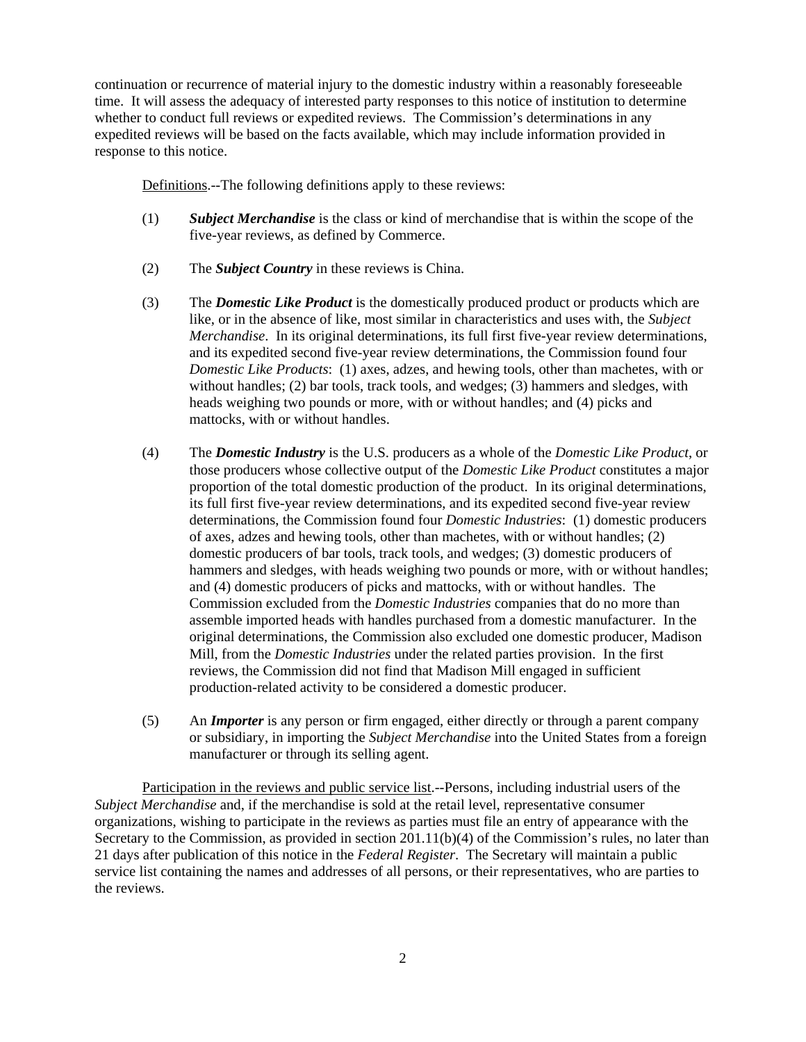continuation or recurrence of material injury to the domestic industry within a reasonably foreseeable time. It will assess the adequacy of interested party responses to this notice of institution to determine whether to conduct full reviews or expedited reviews. The Commission's determinations in any expedited reviews will be based on the facts available, which may include information provided in response to this notice.

Definitions.--The following definitions apply to these reviews:

(1) ***Subject Merchandise*** is the class or kind of merchandise that is within the scope of the five-year reviews, as defined by Commerce.

(2) The ***Subject Country*** in these reviews is China.

(3) The ***Domestic Like Product*** is the domestically produced product or products which are like, or in the absence of like, most similar in characteristics and uses with, the *Subject Merchandise*. In its original determinations, its full first five-year review determinations, and its expedited second five-year review determinations, the Commission found four *Domestic Like Products*: (1) axes, adzes, and hewing tools, other than machetes, with or without handles; (2) bar tools, track tools, and wedges; (3) hammers and sledges, with heads weighing two pounds or more, with or without handles; and (4) picks and mattocks, with or without handles.

(4) The ***Domestic Industry*** is the U.S. producers as a whole of the *Domestic Like Product*, or those producers whose collective output of the *Domestic Like Product* constitutes a major proportion of the total domestic production of the product. In its original determinations, its full first five-year review determinations, and its expedited second five-year review determinations, the Commission found four *Domestic Industries*: (1) domestic producers of axes, adzes and hewing tools, other than machetes, with or without handles; (2) domestic producers of bar tools, track tools, and wedges; (3) domestic producers of hammers and sledges, with heads weighing two pounds or more, with or without handles; and (4) domestic producers of picks and mattocks, with or without handles. The Commission excluded from the *Domestic Industries* companies that do no more than assemble imported heads with handles purchased from a domestic manufacturer. In the original determinations, the Commission also excluded one domestic producer, Madison Mill, from the *Domestic Industries* under the related parties provision. In the first reviews, the Commission did not find that Madison Mill engaged in sufficient production-related activity to be considered a domestic producer.

(5) An ***Importer*** is any person or firm engaged, either directly or through a parent company or subsidiary, in importing the *Subject Merchandise* into the United States from a foreign manufacturer or through its selling agent.

Participation in the reviews and public service list.--Persons, including industrial users of the *Subject Merchandise* and, if the merchandise is sold at the retail level, representative consumer organizations, wishing to participate in the reviews as parties must file an entry of appearance with the Secretary to the Commission, as provided in section 201.11(b)(4) of the Commission's rules, no later than 21 days after publication of this notice in the *Federal Register*. The Secretary will maintain a public service list containing the names and addresses of all persons, or their representatives, who are parties to the reviews.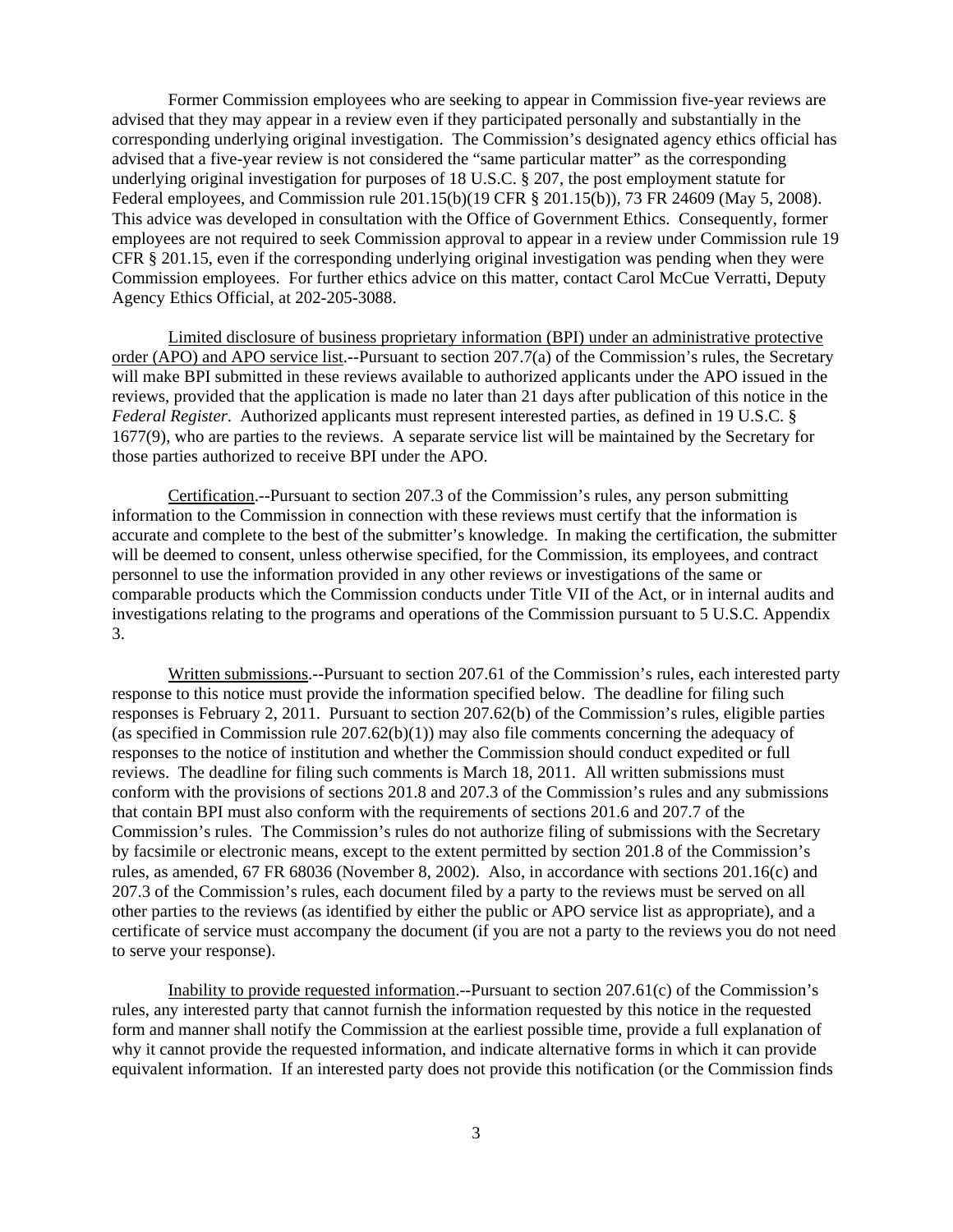Former Commission employees who are seeking to appear in Commission five-year reviews are advised that they may appear in a review even if they participated personally and substantially in the corresponding underlying original investigation. The Commission's designated agency ethics official has advised that a five-year review is not considered the "same particular matter" as the corresponding underlying original investigation for purposes of 18 U.S.C. § 207, the post employment statute for Federal employees, and Commission rule 201.15(b)(19 CFR § 201.15(b)), 73 FR 24609 (May 5, 2008). This advice was developed in consultation with the Office of Government Ethics. Consequently, former employees are not required to seek Commission approval to appear in a review under Commission rule 19 CFR § 201.15, even if the corresponding underlying original investigation was pending when they were Commission employees. For further ethics advice on this matter, contact Carol McCue Verratti, Deputy Agency Ethics Official, at 202-205-3088.

Limited disclosure of business proprietary information (BPI) under an administrative protective order (APO) and APO service list.--Pursuant to section 207.7(a) of the Commission's rules, the Secretary will make BPI submitted in these reviews available to authorized applicants under the APO issued in the reviews, provided that the application is made no later than 21 days after publication of this notice in the *Federal Register*. Authorized applicants must represent interested parties, as defined in 19 U.S.C. § 1677(9), who are parties to the reviews. A separate service list will be maintained by the Secretary for those parties authorized to receive BPI under the APO.

Certification.--Pursuant to section 207.3 of the Commission's rules, any person submitting information to the Commission in connection with these reviews must certify that the information is accurate and complete to the best of the submitter's knowledge. In making the certification, the submitter will be deemed to consent, unless otherwise specified, for the Commission, its employees, and contract personnel to use the information provided in any other reviews or investigations of the same or comparable products which the Commission conducts under Title VII of the Act, or in internal audits and investigations relating to the programs and operations of the Commission pursuant to 5 U.S.C. Appendix 3.

Written submissions.--Pursuant to section 207.61 of the Commission's rules, each interested party response to this notice must provide the information specified below. The deadline for filing such responses is February 2, 2011. Pursuant to section 207.62(b) of the Commission's rules, eligible parties (as specified in Commission rule 207.62(b)(1)) may also file comments concerning the adequacy of responses to the notice of institution and whether the Commission should conduct expedited or full reviews. The deadline for filing such comments is March 18, 2011. All written submissions must conform with the provisions of sections 201.8 and 207.3 of the Commission's rules and any submissions that contain BPI must also conform with the requirements of sections 201.6 and 207.7 of the Commission's rules. The Commission's rules do not authorize filing of submissions with the Secretary by facsimile or electronic means, except to the extent permitted by section 201.8 of the Commission's rules, as amended, 67 FR 68036 (November 8, 2002). Also, in accordance with sections 201.16(c) and 207.3 of the Commission's rules, each document filed by a party to the reviews must be served on all other parties to the reviews (as identified by either the public or APO service list as appropriate), and a certificate of service must accompany the document (if you are not a party to the reviews you do not need to serve your response).

Inability to provide requested information.--Pursuant to section 207.61(c) of the Commission's rules, any interested party that cannot furnish the information requested by this notice in the requested form and manner shall notify the Commission at the earliest possible time, provide a full explanation of why it cannot provide the requested information, and indicate alternative forms in which it can provide equivalent information. If an interested party does not provide this notification (or the Commission finds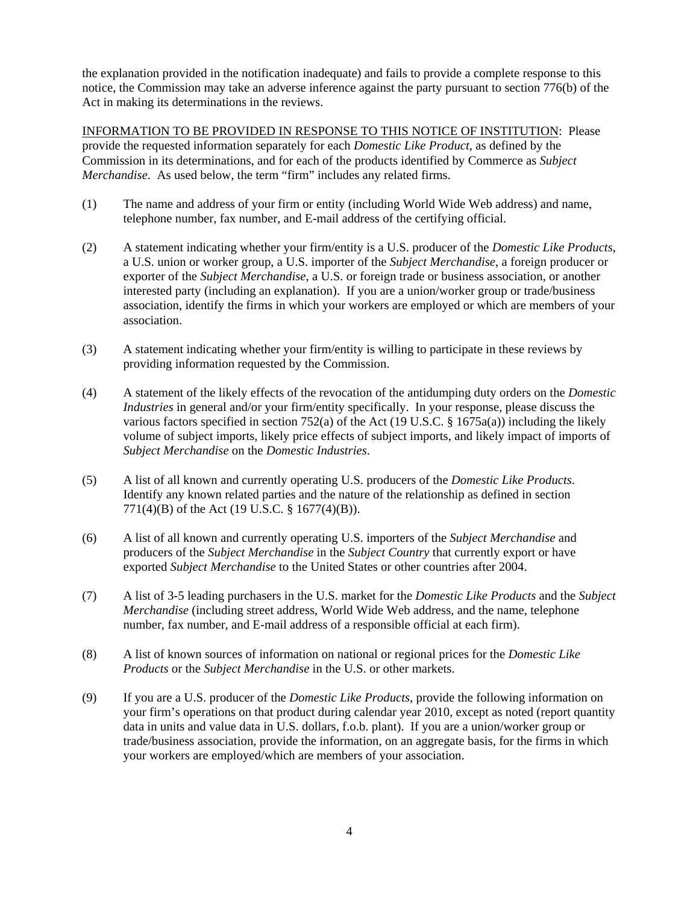the explanation provided in the notification inadequate) and fails to provide a complete response to this notice, the Commission may take an adverse inference against the party pursuant to section 776(b) of the Act in making its determinations in the reviews.

<u>INFORMATION TO BE PROVIDED IN RESPONSE TO THIS NOTICE OF INSTITUTION</u>: Please provide the requested information separately for each *Domestic Like Product*, as defined by the Commission in its determinations, and for each of the products identified by Commerce as *Subject Merchandise*. As used below, the term "firm" includes any related firms.

(1) The name and address of your firm or entity (including World Wide Web address) and name, telephone number, fax number, and E-mail address of the certifying official.

(2) A statement indicating whether your firm/entity is a U.S. producer of the *Domestic Like Products*, a U.S. union or worker group, a U.S. importer of the *Subject Merchandise*, a foreign producer or exporter of the *Subject Merchandise*, a U.S. or foreign trade or business association, or another interested party (including an explanation). If you are a union/worker group or trade/business association, identify the firms in which your workers are employed or which are members of your association.

(3) A statement indicating whether your firm/entity is willing to participate in these reviews by providing information requested by the Commission.

(4) A statement of the likely effects of the revocation of the antidumping duty orders on the *Domestic Industries* in general and/or your firm/entity specifically. In your response, please discuss the various factors specified in section 752(a) of the Act (19 U.S.C. § 1675a(a)) including the likely volume of subject imports, likely price effects of subject imports, and likely impact of imports of *Subject Merchandise* on the *Domestic Industries*.

(5) A list of all known and currently operating U.S. producers of the *Domestic Like Products*. Identify any known related parties and the nature of the relationship as defined in section 771(4)(B) of the Act (19 U.S.C. § 1677(4)(B)).

(6) A list of all known and currently operating U.S. importers of the *Subject Merchandise* and producers of the *Subject Merchandise* in the *Subject Country* that currently export or have exported *Subject Merchandise* to the United States or other countries after 2004.

(7) A list of 3-5 leading purchasers in the U.S. market for the *Domestic Like Products* and the *Subject Merchandise* (including street address, World Wide Web address, and the name, telephone number, fax number, and E-mail address of a responsible official at each firm).

(8) A list of known sources of information on national or regional prices for the *Domestic Like Products* or the *Subject Merchandise* in the U.S. or other markets.

(9) If you are a U.S. producer of the *Domestic Like Products*, provide the following information on your firm's operations on that product during calendar year 2010, except as noted (report quantity data in units and value data in U.S. dollars, f.o.b. plant). If you are a union/worker group or trade/business association, provide the information, on an aggregate basis, for the firms in which your workers are employed/which are members of your association.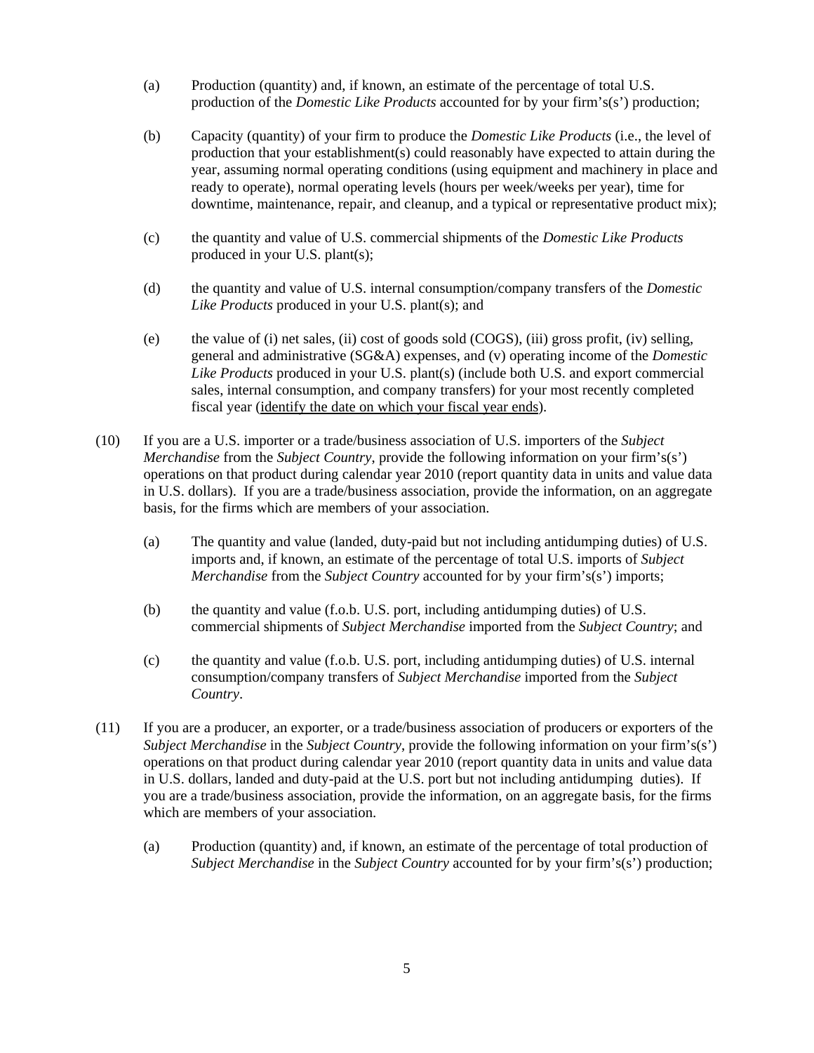(a) Production (quantity) and, if known, an estimate of the percentage of total U.S. production of the *Domestic Like Products* accounted for by your firm's(s') production;

(b) Capacity (quantity) of your firm to produce the *Domestic Like Products* (i.e., the level of production that your establishment(s) could reasonably have expected to attain during the year, assuming normal operating conditions (using equipment and machinery in place and ready to operate), normal operating levels (hours per week/weeks per year), time for downtime, maintenance, repair, and cleanup, and a typical or representative product mix);

(c) the quantity and value of U.S. commercial shipments of the *Domestic Like Products* produced in your U.S. plant(s);

(d) the quantity and value of U.S. internal consumption/company transfers of the *Domestic Like Products* produced in your U.S. plant(s); and

(e) the value of (i) net sales, (ii) cost of goods sold (COGS), (iii) gross profit, (iv) selling, general and administrative (SG&A) expenses, and (v) operating income of the *Domestic Like Products* produced in your U.S. plant(s) (include both U.S. and export commercial sales, internal consumption, and company transfers) for your most recently completed fiscal year (<u>identify the date on which your fiscal year ends</u>).

(10) If you are a U.S. importer or a trade/business association of U.S. importers of the *Subject Merchandise* from the *Subject Country*, provide the following information on your firm's(s') operations on that product during calendar year 2010 (report quantity data in units and value data in U.S. dollars). If you are a trade/business association, provide the information, on an aggregate basis, for the firms which are members of your association.

(a) The quantity and value (landed, duty-paid but not including antidumping duties) of U.S. imports and, if known, an estimate of the percentage of total U.S. imports of *Subject Merchandise* from the *Subject Country* accounted for by your firm's(s') imports;

(b) the quantity and value (f.o.b. U.S. port, including antidumping duties) of U.S. commercial shipments of *Subject Merchandise* imported from the *Subject Country*; and

(c) the quantity and value (f.o.b. U.S. port, including antidumping duties) of U.S. internal consumption/company transfers of *Subject Merchandise* imported from the *Subject Country*.

(11) If you are a producer, an exporter, or a trade/business association of producers or exporters of the *Subject Merchandise* in the *Subject Country*, provide the following information on your firm's(s') operations on that product during calendar year 2010 (report quantity data in units and value data in U.S. dollars, landed and duty-paid at the U.S. port but not including antidumping duties). If you are a trade/business association, provide the information, on an aggregate basis, for the firms which are members of your association.

(a) Production (quantity) and, if known, an estimate of the percentage of total production of *Subject Merchandise* in the *Subject Country* accounted for by your firm's(s') production;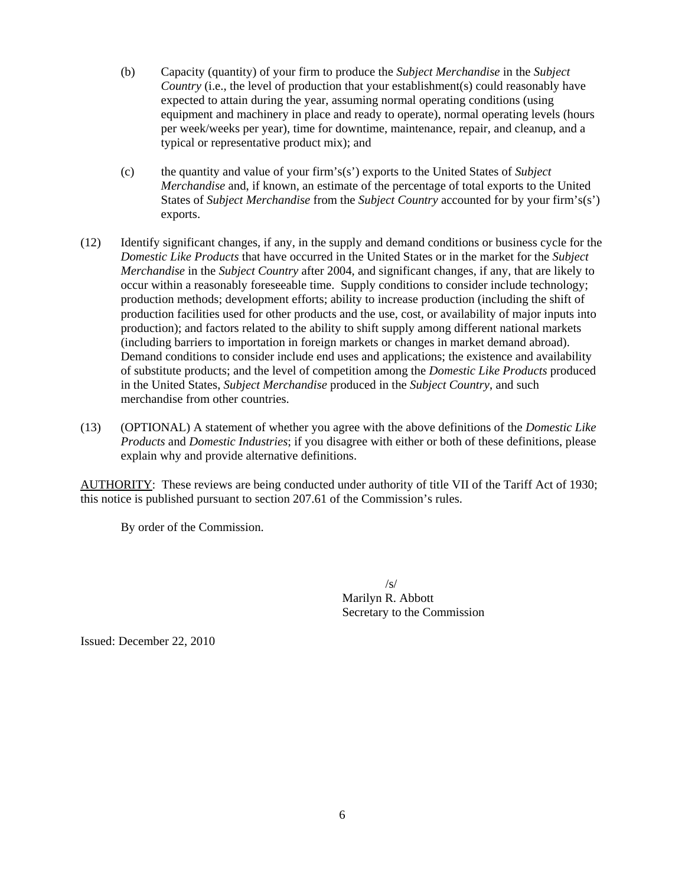(b) Capacity (quantity) of your firm to produce the *Subject Merchandise* in the *Subject Country* (i.e., the level of production that your establishment(s) could reasonably have expected to attain during the year, assuming normal operating conditions (using equipment and machinery in place and ready to operate), normal operating levels (hours per week/weeks per year), time for downtime, maintenance, repair, and cleanup, and a typical or representative product mix); and

(c) the quantity and value of your firm's(s') exports to the United States of *Subject Merchandise* and, if known, an estimate of the percentage of total exports to the United States of *Subject Merchandise* from the *Subject Country* accounted for by your firm's(s') exports.

(12) Identify significant changes, if any, in the supply and demand conditions or business cycle for the *Domestic Like Products* that have occurred in the United States or in the market for the *Subject Merchandise* in the *Subject Country* after 2004, and significant changes, if any, that are likely to occur within a reasonably foreseeable time. Supply conditions to consider include technology; production methods; development efforts; ability to increase production (including the shift of production facilities used for other products and the use, cost, or availability of major inputs into production); and factors related to the ability to shift supply among different national markets (including barriers to importation in foreign markets or changes in market demand abroad). Demand conditions to consider include end uses and applications; the existence and availability of substitute products; and the level of competition among the *Domestic Like Products* produced in the United States, *Subject Merchandise* produced in the *Subject Country*, and such merchandise from other countries.

(13) (OPTIONAL) A statement of whether you agree with the above definitions of the *Domestic Like Products* and *Domestic Industries*; if you disagree with either or both of these definitions, please explain why and provide alternative definitions.

AUTHORITY: These reviews are being conducted under authority of title VII of the Tariff Act of 1930; this notice is published pursuant to section 207.61 of the Commission's rules.

By order of the Commission.

/s/
Marilyn R. Abbott
Secretary to the Commission

Issued: December 22, 2010